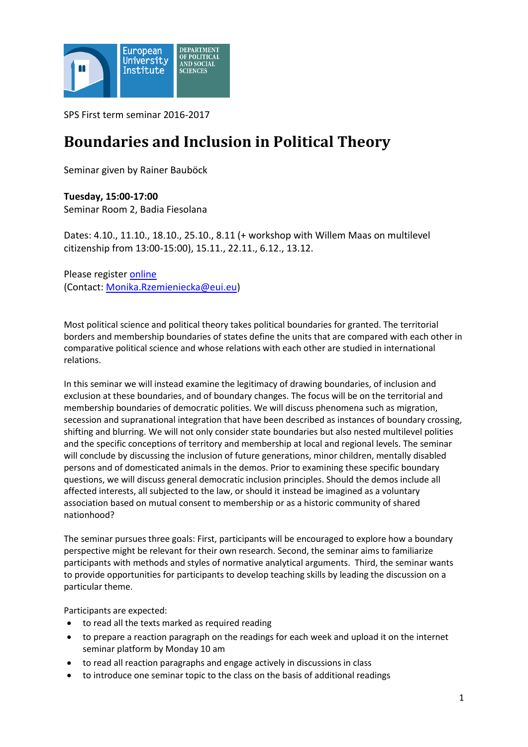SPS First term seminar 2016-2017

# Boundaries and Inclusion in Political Theory

Seminar given by Rainer Bauböck

**Tuesday, 15:00-17:00**
Seminar Room 2, Badia Fiesolana

Dates: 4.10., 11.10., 18.10., 25.10., 8.11 (+ workshop with Willem Maas on multilevel citizenship from 13:00-15:00), 15.11., 22.11., 6.12., 13.12.

Please register [online](online)
(Contact: [Monika.Rzemieniecka@eui.eu](mailto:Monika.Rzemieniecka@eui.eu))

Most political science and political theory takes political boundaries for granted. The territorial borders and membership boundaries of states define the units that are compared with each other in comparative political science and whose relations with each other are studied in international relations.

In this seminar we will instead examine the legitimacy of drawing boundaries, of inclusion and exclusion at these boundaries, and of boundary changes. The focus will be on the territorial and membership boundaries of democratic polities. We will discuss phenomena such as migration, secession and supranational integration that have been described as instances of boundary crossing, shifting and blurring. We will not only consider state boundaries but also nested multilevel polities and the specific conceptions of territory and membership at local and regional levels. The seminar will conclude by discussing the inclusion of future generations, minor children, mentally disabled persons and of domesticated animals in the demos. Prior to examining these specific boundary questions, we will discuss general democratic inclusion principles. Should the demos include all affected interests, all subjected to the law, or should it instead be imagined as a voluntary association based on mutual consent to membership or as a historic community of shared nationhood?

The seminar pursues three goals: First, participants will be encouraged to explore how a boundary perspective might be relevant for their own research. Second, the seminar aims to familiarize participants with methods and styles of normative analytical arguments. Third, the seminar wants to provide opportunities for participants to develop teaching skills by leading the discussion on a particular theme.

Participants are expected:

- to read all the texts marked as required reading
- to prepare a reaction paragraph on the readings for each week and upload it on the internet seminar platform by Monday 10 am
- to read all reaction paragraphs and engage actively in discussions in class
- to introduce one seminar topic to the class on the basis of additional readings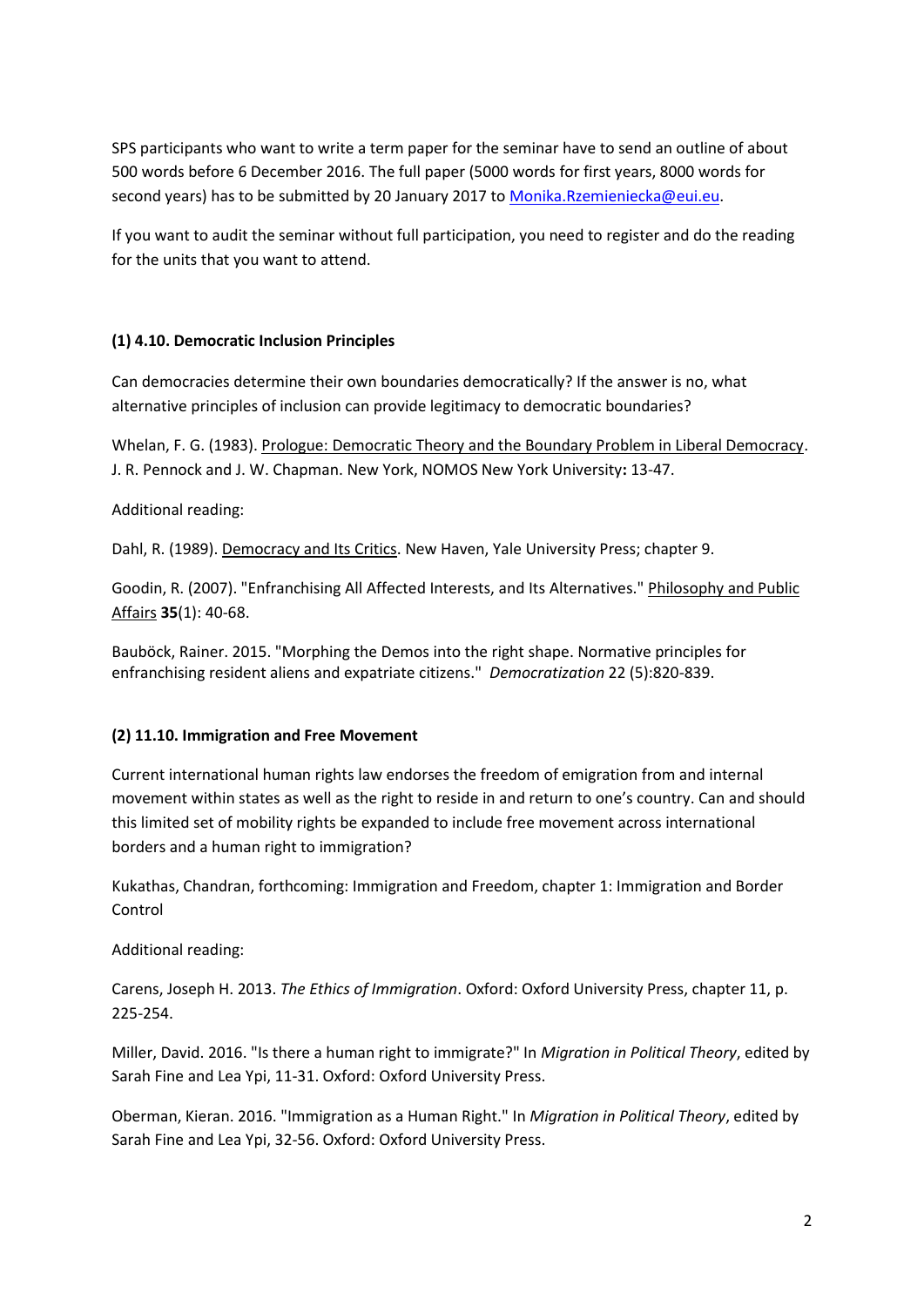SPS participants who want to write a term paper for the seminar have to send an outline of about 500 words before 6 December 2016. The full paper (5000 words for first years, 8000 words for second years) has to be submitted by 20 January 2017 to Monika.Rzemieniecka@eui.eu.

If you want to audit the seminar without full participation, you need to register and do the reading for the units that you want to attend.

### (1) 4.10. Democratic Inclusion Principles

Can democracies determine their own boundaries democratically? If the answer is no, what alternative principles of inclusion can provide legitimacy to democratic boundaries?

Whelan, F. G. (1983). Prologue: Democratic Theory and the Boundary Problem in Liberal Democracy. J. R. Pennock and J. W. Chapman. New York, NOMOS New York University**:** 13-47.

Additional reading:

Dahl, R. (1989). Democracy and Its Critics. New Haven, Yale University Press; chapter 9.

Goodin, R. (2007). "Enfranchising All Affected Interests, and Its Alternatives." Philosophy and Public Affairs **35**(1): 40-68.

Bauböck, Rainer. 2015. "Morphing the Demos into the right shape. Normative principles for enfranchising resident aliens and expatriate citizens." *Democratization* 22 (5):820-839.

### (2) 11.10. Immigration and Free Movement

Current international human rights law endorses the freedom of emigration from and internal movement within states as well as the right to reside in and return to one's country. Can and should this limited set of mobility rights be expanded to include free movement across international borders and a human right to immigration?

Kukathas, Chandran, forthcoming: Immigration and Freedom, chapter 1: Immigration and Border Control

Additional reading:

Carens, Joseph H. 2013. *The Ethics of Immigration*. Oxford: Oxford University Press, chapter 11, p. 225-254.

Miller, David. 2016. "Is there a human right to immigrate?" In *Migration in Political Theory*, edited by Sarah Fine and Lea Ypi, 11-31. Oxford: Oxford University Press.

Oberman, Kieran. 2016. "Immigration as a Human Right." In *Migration in Political Theory*, edited by Sarah Fine and Lea Ypi, 32-56. Oxford: Oxford University Press.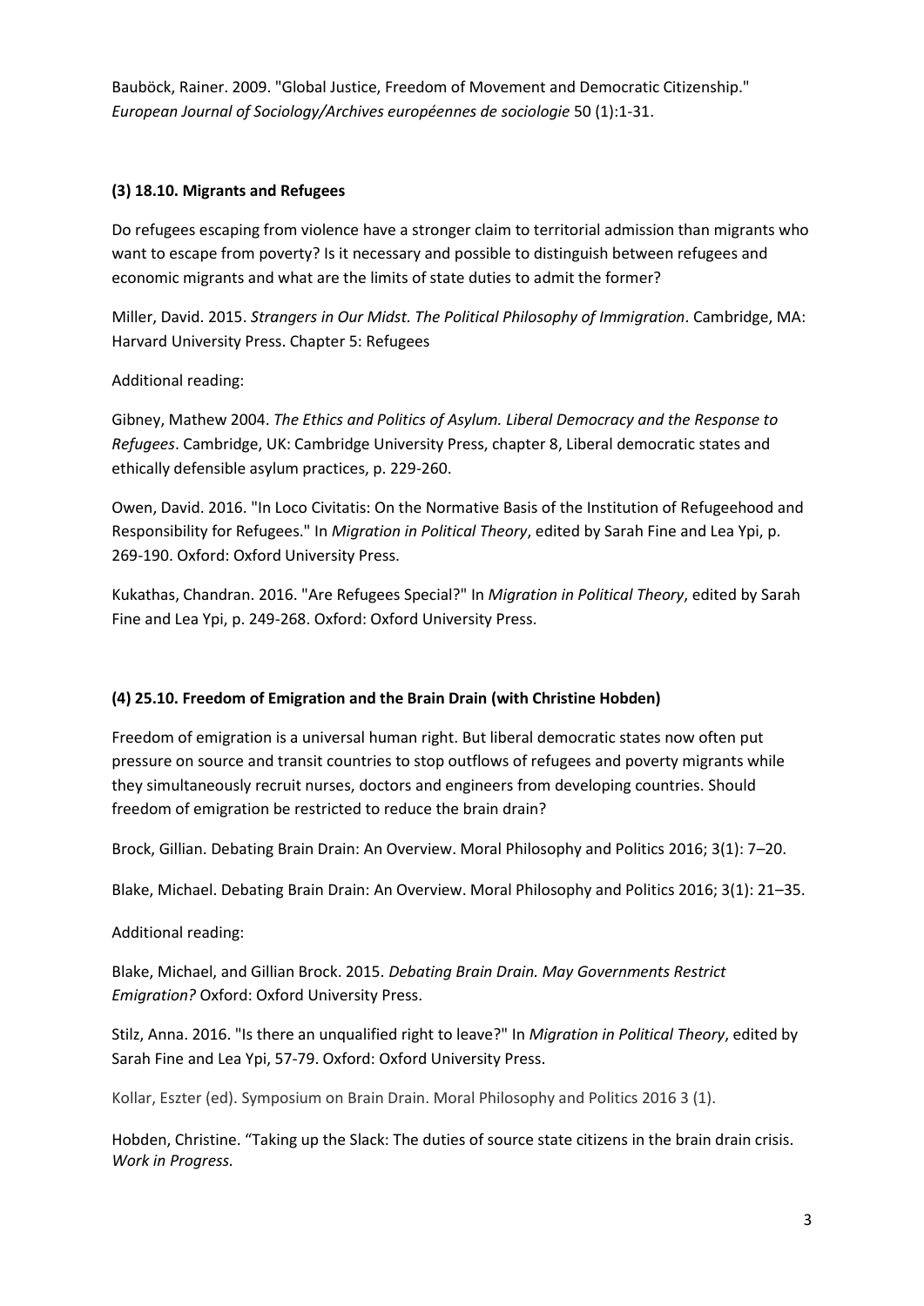Bauböck, Rainer. 2009. "Global Justice, Freedom of Movement and Democratic Citizenship." *European Journal of Sociology/Archives européennes de sociologie* 50 (1):1-31.

### (3) 18.10. Migrants and Refugees

Do refugees escaping from violence have a stronger claim to territorial admission than migrants who want to escape from poverty? Is it necessary and possible to distinguish between refugees and economic migrants and what are the limits of state duties to admit the former?

Miller, David. 2015. *Strangers in Our Midst. The Political Philosophy of Immigration*. Cambridge, MA: Harvard University Press. Chapter 5: Refugees

Additional reading:

Gibney, Mathew 2004. *The Ethics and Politics of Asylum. Liberal Democracy and the Response to Refugees*. Cambridge, UK: Cambridge University Press, chapter 8, Liberal democratic states and ethically defensible asylum practices, p. 229-260.

Owen, David. 2016. "In Loco Civitatis: On the Normative Basis of the Institution of Refugeehood and Responsibility for Refugees." In *Migration in Political Theory*, edited by Sarah Fine and Lea Ypi, p. 269-190. Oxford: Oxford University Press.

Kukathas, Chandran. 2016. "Are Refugees Special?" In *Migration in Political Theory*, edited by Sarah Fine and Lea Ypi, p. 249-268. Oxford: Oxford University Press.

### (4) 25.10. Freedom of Emigration and the Brain Drain (with Christine Hobden)

Freedom of emigration is a universal human right. But liberal democratic states now often put pressure on source and transit countries to stop outflows of refugees and poverty migrants while they simultaneously recruit nurses, doctors and engineers from developing countries. Should freedom of emigration be restricted to reduce the brain drain?

Brock, Gillian. Debating Brain Drain: An Overview. Moral Philosophy and Politics 2016; 3(1): 7–20.

Blake, Michael. Debating Brain Drain: An Overview. Moral Philosophy and Politics 2016; 3(1): 21–35.

Additional reading:

Blake, Michael, and Gillian Brock. 2015. *Debating Brain Drain. May Governments Restrict Emigration?* Oxford: Oxford University Press.

Stilz, Anna. 2016. "Is there an unqualified right to leave?" In *Migration in Political Theory*, edited by Sarah Fine and Lea Ypi, 57-79. Oxford: Oxford University Press.

Kollar, Eszter (ed). Symposium on Brain Drain. Moral Philosophy and Politics 2016 3 (1).

Hobden, Christine. "Taking up the Slack: The duties of source state citizens in the brain drain crisis. *Work in Progress.*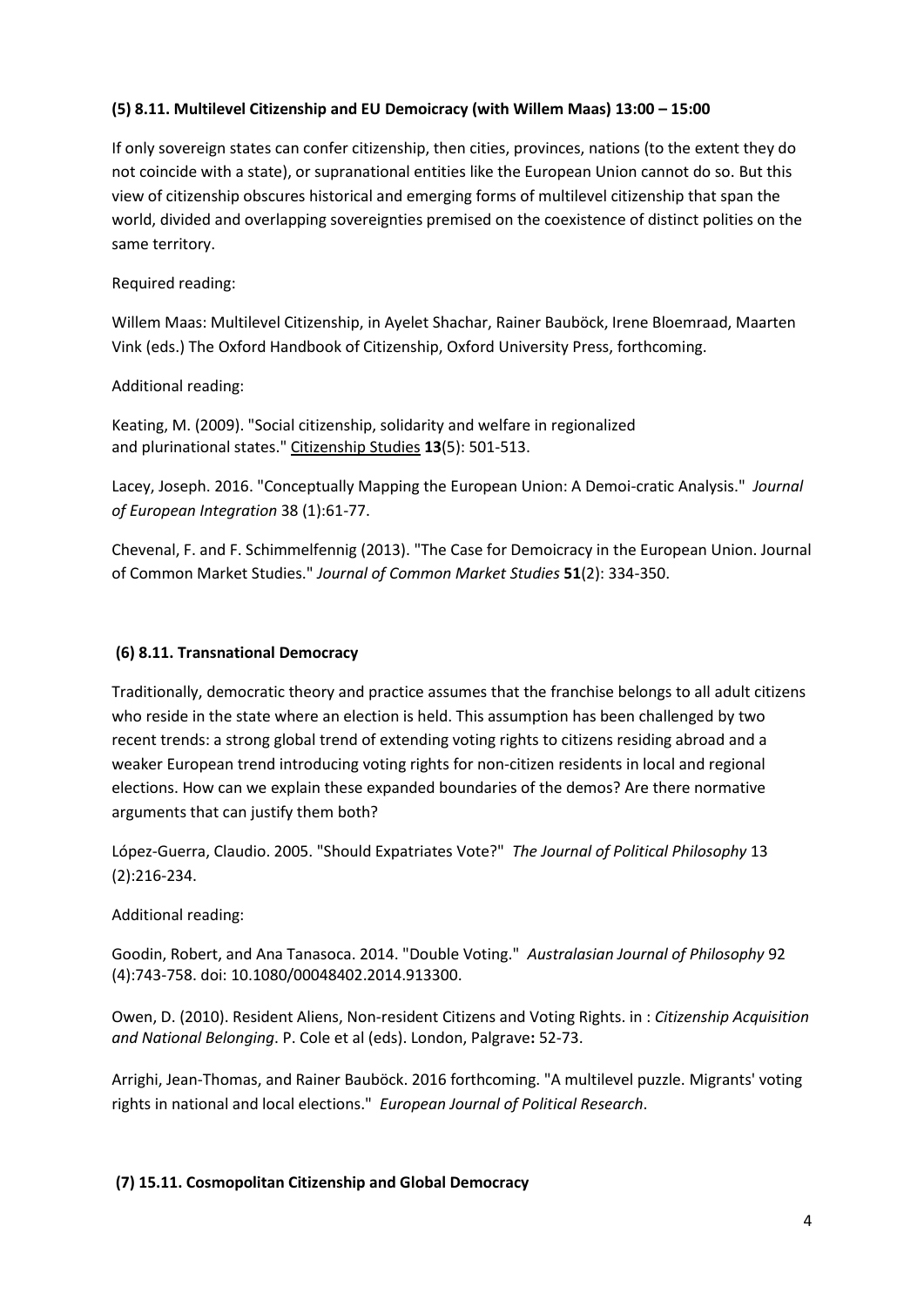**(5) 8.11. Multilevel Citizenship and EU Demoicracy (with Willem Maas) 13:00 – 15:00**

If only sovereign states can confer citizenship, then cities, provinces, nations (to the extent they do not coincide with a state), or supranational entities like the European Union cannot do so. But this view of citizenship obscures historical and emerging forms of multilevel citizenship that span the world, divided and overlapping sovereignties premised on the coexistence of distinct polities on the same territory.

Required reading:

Willem Maas: Multilevel Citizenship, in Ayelet Shachar, Rainer Bauböck, Irene Bloemraad, Maarten Vink (eds.) The Oxford Handbook of Citizenship, Oxford University Press, forthcoming.

Additional reading:

Keating, M. (2009). "Social citizenship, solidarity and welfare in regionalized and plurinational states." Citizenship Studies **13**(5): 501-513.

Lacey, Joseph. 2016. "Conceptually Mapping the European Union: A Demoi-cratic Analysis." *Journal of European Integration* 38 (1):61-77.

Chevenal, F. and F. Schimmelfennig (2013). "The Case for Demoicracy in the European Union. Journal of Common Market Studies." *Journal of Common Market Studies* **51**(2): 334-350.

**(6) 8.11. Transnational Democracy**

Traditionally, democratic theory and practice assumes that the franchise belongs to all adult citizens who reside in the state where an election is held. This assumption has been challenged by two recent trends: a strong global trend of extending voting rights to citizens residing abroad and a weaker European trend introducing voting rights for non-citizen residents in local and regional elections. How can we explain these expanded boundaries of the demos? Are there normative arguments that can justify them both?

López-Guerra, Claudio. 2005. "Should Expatriates Vote?" *The Journal of Political Philosophy* 13 (2):216-234.

Additional reading:

Goodin, Robert, and Ana Tanasoca. 2014. "Double Voting." *Australasian Journal of Philosophy* 92 (4):743-758. doi: 10.1080/00048402.2014.913300.

Owen, D. (2010). Resident Aliens, Non-resident Citizens and Voting Rights. in : *Citizenship Acquisition and National Belonging*. P. Cole et al (eds). London, Palgrave**:** 52-73.

Arrighi, Jean-Thomas, and Rainer Bauböck. 2016 forthcoming. "A multilevel puzzle. Migrants' voting rights in national and local elections." *European Journal of Political Research*.

**(7) 15.11. Cosmopolitan Citizenship and Global Democracy**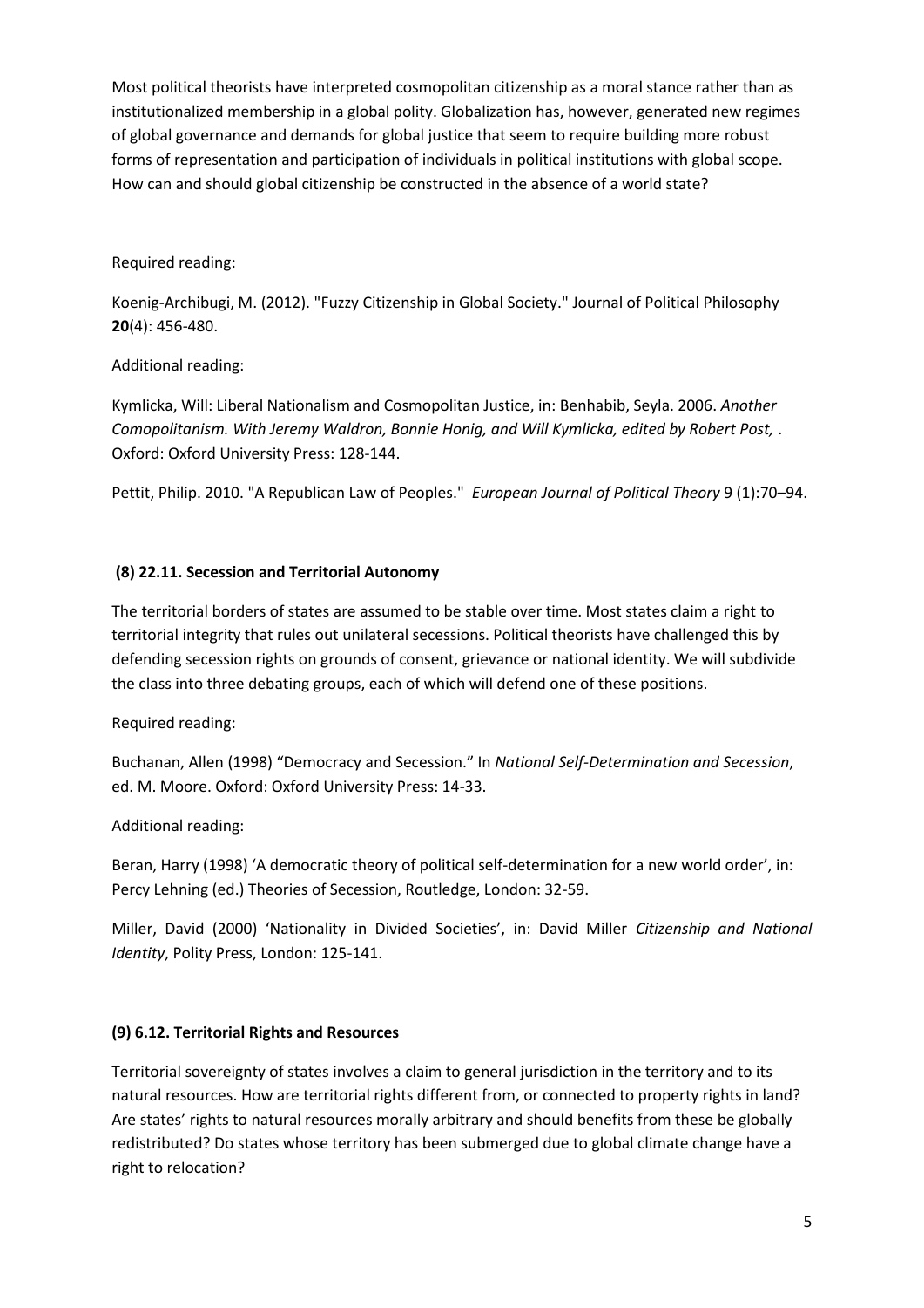Most political theorists have interpreted cosmopolitan citizenship as a moral stance rather than as institutionalized membership in a global polity. Globalization has, however, generated new regimes of global governance and demands for global justice that seem to require building more robust forms of representation and participation of individuals in political institutions with global scope. How can and should global citizenship be constructed in the absence of a world state?

Required reading:

Koenig-Archibugi, M. (2012). "Fuzzy Citizenship in Global Society." Journal of Political Philosophy **20**(4): 456-480.

Additional reading:

Kymlicka, Will: Liberal Nationalism and Cosmopolitan Justice, in: Benhabib, Seyla. 2006. *Another Comopolitanism. With Jeremy Waldron, Bonnie Honig, and Will Kymlicka, edited by Robert Post,* . Oxford: Oxford University Press: 128-144.

Pettit, Philip. 2010. "A Republican Law of Peoples." *European Journal of Political Theory* 9 (1):70–94.

### (8) 22.11. Secession and Territorial Autonomy

The territorial borders of states are assumed to be stable over time. Most states claim a right to territorial integrity that rules out unilateral secessions. Political theorists have challenged this by defending secession rights on grounds of consent, grievance or national identity. We will subdivide the class into three debating groups, each of which will defend one of these positions.

Required reading:

Buchanan, Allen (1998) "Democracy and Secession." In *National Self-Determination and Secession*, ed. M. Moore. Oxford: Oxford University Press: 14-33.

Additional reading:

Beran, Harry (1998) 'A democratic theory of political self-determination for a new world order', in: Percy Lehning (ed.) Theories of Secession, Routledge, London: 32-59.

Miller, David (2000) 'Nationality in Divided Societies', in: David Miller *Citizenship and National Identity*, Polity Press, London: 125-141.

### (9) 6.12. Territorial Rights and Resources

Territorial sovereignty of states involves a claim to general jurisdiction in the territory and to its natural resources. How are territorial rights different from, or connected to property rights in land? Are states' rights to natural resources morally arbitrary and should benefits from these be globally redistributed? Do states whose territory has been submerged due to global climate change have a right to relocation?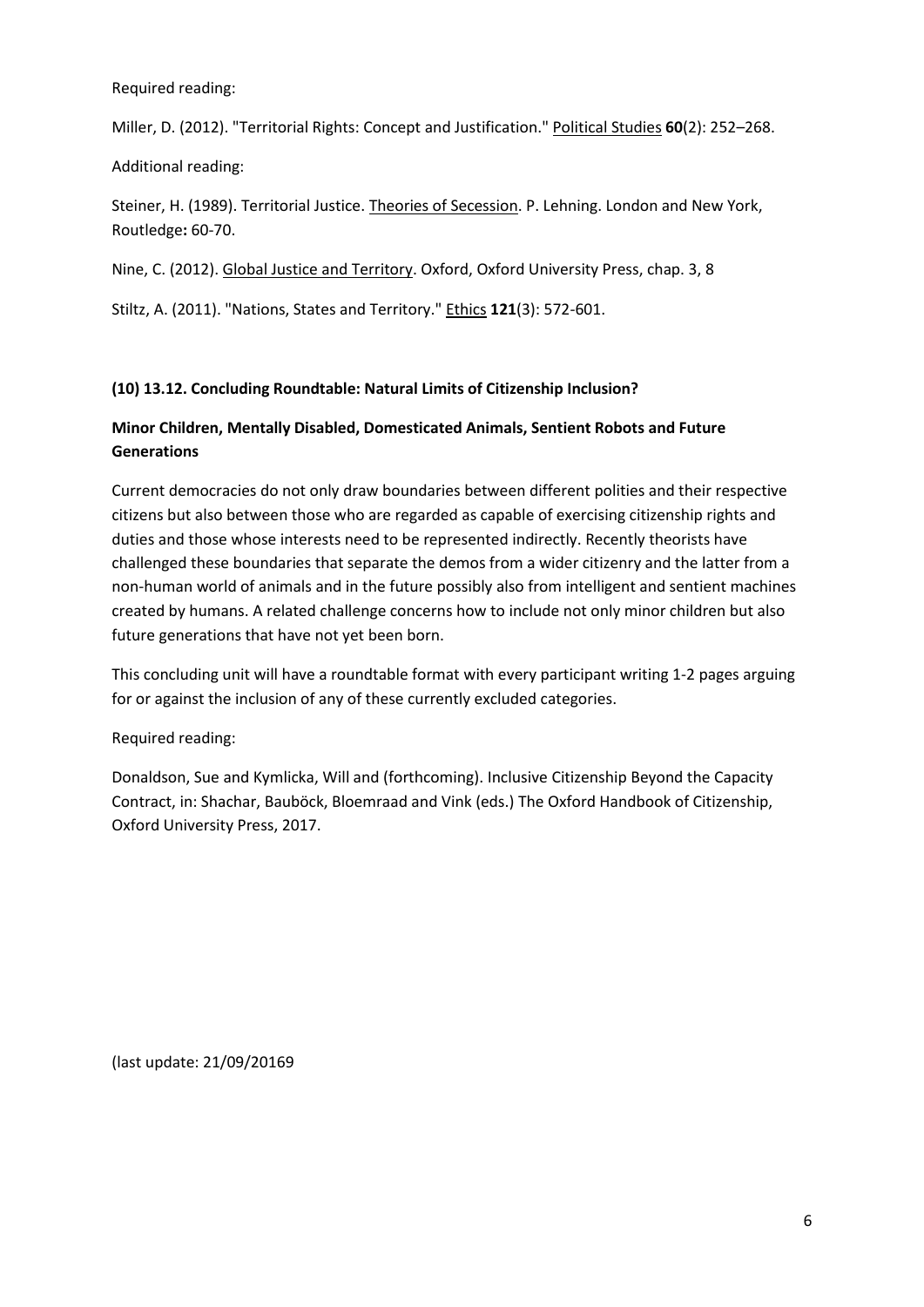Required reading:

Miller, D. (2012). "Territorial Rights: Concept and Justification." Political Studies **60**(2): 252–268.

Additional reading:

Steiner, H. (1989). Territorial Justice. Theories of Secession. P. Lehning. London and New York, Routledge**:** 60-70.

Nine, C. (2012). Global Justice and Territory. Oxford, Oxford University Press, chap. 3, 8

Stiltz, A. (2011). "Nations, States and Territory." Ethics **121**(3): 572-601.

### (10) 13.12. Concluding Roundtable: Natural Limits of Citizenship Inclusion?

### Minor Children, Mentally Disabled, Domesticated Animals, Sentient Robots and Future Generations

Current democracies do not only draw boundaries between different polities and their respective citizens but also between those who are regarded as capable of exercising citizenship rights and duties and those whose interests need to be represented indirectly. Recently theorists have challenged these boundaries that separate the demos from a wider citizenry and the latter from a non-human world of animals and in the future possibly also from intelligent and sentient machines created by humans. A related challenge concerns how to include not only minor children but also future generations that have not yet been born.

This concluding unit will have a roundtable format with every participant writing 1-2 pages arguing for or against the inclusion of any of these currently excluded categories.

Required reading:

Donaldson, Sue and Kymlicka, Will and (forthcoming). Inclusive Citizenship Beyond the Capacity Contract, in: Shachar, Bauböck, Bloemraad and Vink (eds.) The Oxford Handbook of Citizenship, Oxford University Press, 2017.

(last update: 21/09/20169